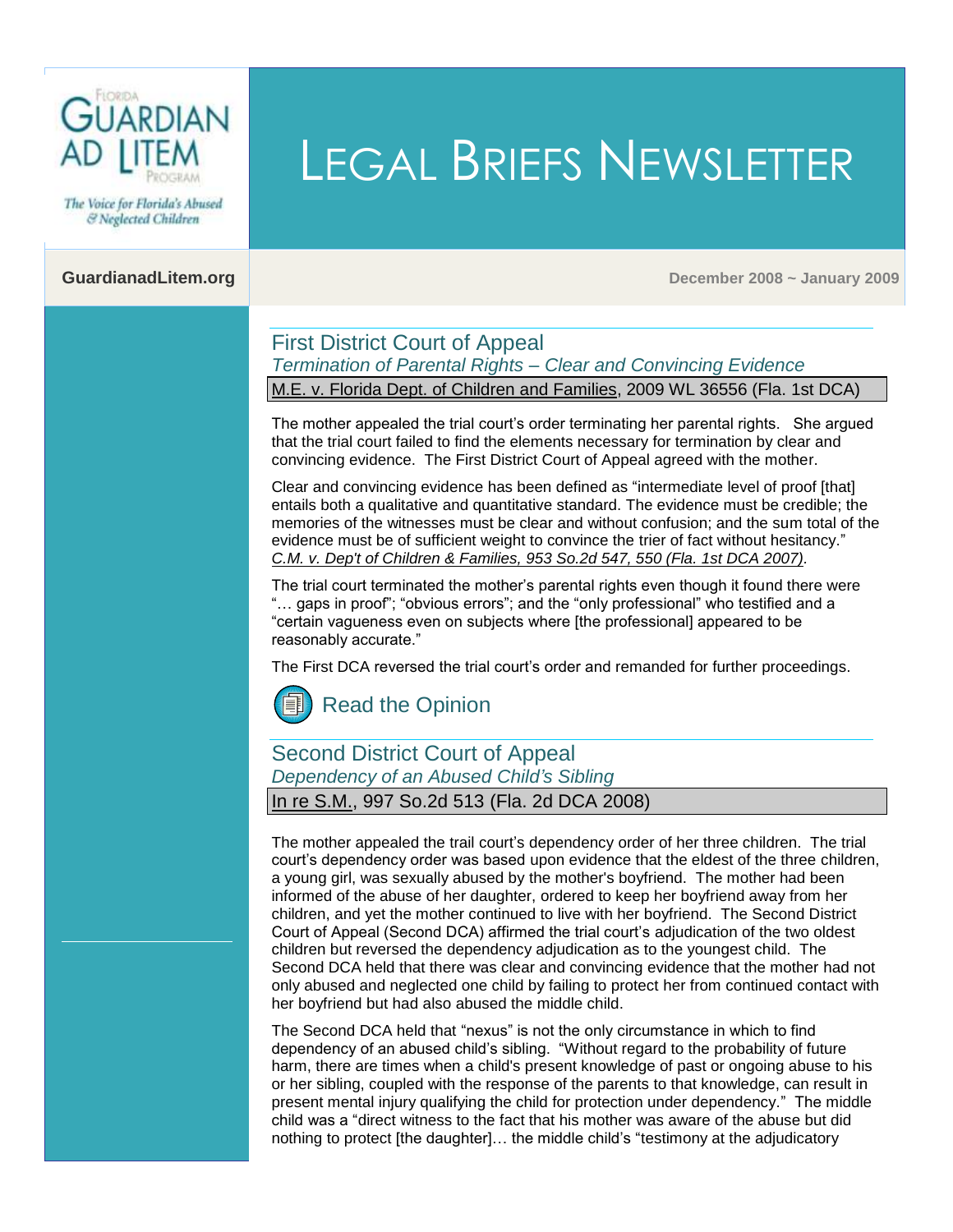# Legal Briefs Newsletter

Florida Guardian ad Litem Program

*The Voice for Florida's Abused & Neglected Children*

**GuardianadLitem.org**

**December 2008 ~ January 2009**

## First District Court of Appeal

*Termination of Parental Rights – Clear and Convincing Evidence*

M.E. v. Florida Dept. of Children and Families, 2009 WL 36556 (Fla. 1st DCA)

The mother appealed the trial court's order terminating her parental rights. She argued that the trial court failed to find the elements necessary for termination by clear and convincing evidence. The First District Court of Appeal agreed with the mother.

Clear and convincing evidence has been defined as "intermediate level of proof [that] entails both a qualitative and quantitative standard. The evidence must be credible; the memories of the witnesses must be clear and without confusion; and the sum total of the evidence must be of sufficient weight to convince the trier of fact without hesitancy." *C.M. v. Dep't of Children & Families, 953 So.2d 547, 550 (Fla. 1st DCA 2007).*

The trial court terminated the mother's parental rights even though it found there were "… gaps in proof"; "obvious errors"; and the "only professional" who testified and a "certain vagueness even on subjects where [the professional] appeared to be reasonably accurate."

The First DCA reversed the trial court's order and remanded for further proceedings.

Read the Opinion

## Second District Court of Appeal

*Dependency of an Abused Child's Sibling*

In re S.M., 997 So.2d 513 (Fla. 2d DCA 2008)

The mother appealed the trail court's dependency order of her three children. The trial court's dependency order was based upon evidence that the eldest of the three children, a young girl, was sexually abused by the mother's boyfriend. The mother had been informed of the abuse of her daughter, ordered to keep her boyfriend away from her children, and yet the mother continued to live with her boyfriend. The Second District Court of Appeal (Second DCA) affirmed the trial court's adjudication of the two oldest children but reversed the dependency adjudication as to the youngest child. The Second DCA held that there was clear and convincing evidence that the mother had not only abused and neglected one child by failing to protect her from continued contact with her boyfriend but had also abused the middle child.

The Second DCA held that "nexus" is not the only circumstance in which to find dependency of an abused child's sibling. "Without regard to the probability of future harm, there are times when a child's present knowledge of past or ongoing abuse to his or her sibling, coupled with the response of the parents to that knowledge, can result in present mental injury qualifying the child for protection under dependency." The middle child was a "direct witness to the fact that his mother was aware of the abuse but did nothing to protect [the daughter]… the middle child's "testimony at the adjudicatory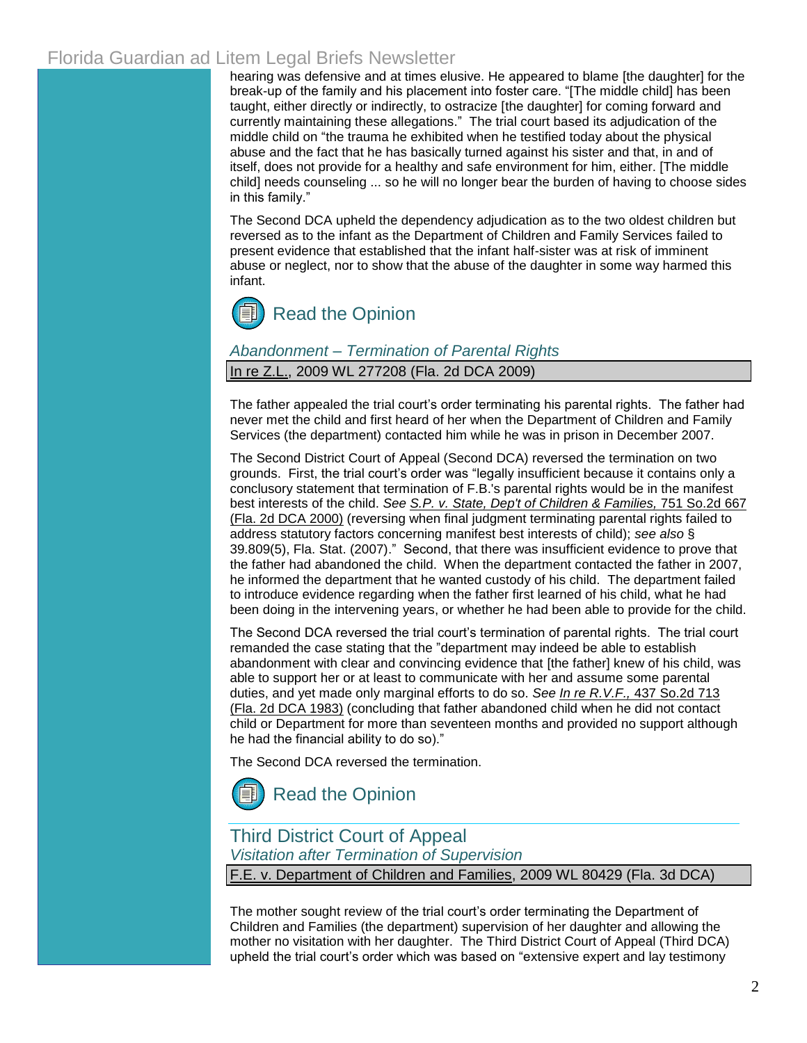hearing was defensive and at times elusive. He appeared to blame [the daughter] for the break-up of the family and his placement into foster care. "[The middle child] has been taught, either directly or indirectly, to ostracize [the daughter] for coming forward and currently maintaining these allegations." The trial court based its adjudication of the middle child on "the trauma he exhibited when he testified today about the physical abuse and the fact that he has basically turned against his sister and that, in and of itself, does not provide for a healthy and safe environment for him, either. [The middle child] needs counseling ... so he will no longer bear the burden of having to choose sides in this family."

The Second DCA upheld the dependency adjudication as to the two oldest children but reversed as to the infant as the Department of Children and Family Services failed to present evidence that established that the infant half-sister was at risk of imminent abuse or neglect, nor to show that the abuse of the daughter in some way harmed this infant.

Read the Opinion

### *Abandonment – Termination of Parental Rights*

In re Z.L., 2009 WL 277208 (Fla. 2d DCA 2009)

The father appealed the trial court's order terminating his parental rights. The father had never met the child and first heard of her when the Department of Children and Family Services (the department) contacted him while he was in prison in December 2007.

The Second District Court of Appeal (Second DCA) reversed the termination on two grounds. First, the trial court's order was "legally insufficient because it contains only a conclusory statement that termination of F.B.'s parental rights would be in the manifest best interests of the child. *See* *S.P. v. State, Dep't of Children & Families,* 751 So.2d 667 (Fla. 2d DCA 2000) (reversing when final judgment terminating parental rights failed to address statutory factors concerning manifest best interests of child); *see also* § 39.809(5), Fla. Stat. (2007)." Second, that there was insufficient evidence to prove that the father had abandoned the child. When the department contacted the father in 2007, he informed the department that he wanted custody of his child. The department failed to introduce evidence regarding when the father first learned of his child, what he had been doing in the intervening years, or whether he had been able to provide for the child.

The Second DCA reversed the trial court's termination of parental rights. The trial court remanded the case stating that the "department may indeed be able to establish abandonment with clear and convincing evidence that [the father] knew of his child, was able to support her or at least to communicate with her and assume some parental duties, and yet made only marginal efforts to do so. *See* *In re R.V.F.,* 437 So.2d 713 (Fla. 2d DCA 1983) (concluding that father abandoned child when he did not contact child or Department for more than seventeen months and provided no support although he had the financial ability to do so)."

The Second DCA reversed the termination.

Read the Opinion

## Third District Court of Appeal

### *Visitation after Termination of Supervision*

F.E. v. Department of Children and Families, 2009 WL 80429 (Fla. 3d DCA)

The mother sought review of the trial court's order terminating the Department of Children and Families (the department) supervision of her daughter and allowing the mother no visitation with her daughter. The Third District Court of Appeal (Third DCA) upheld the trial court's order which was based on "extensive expert and lay testimony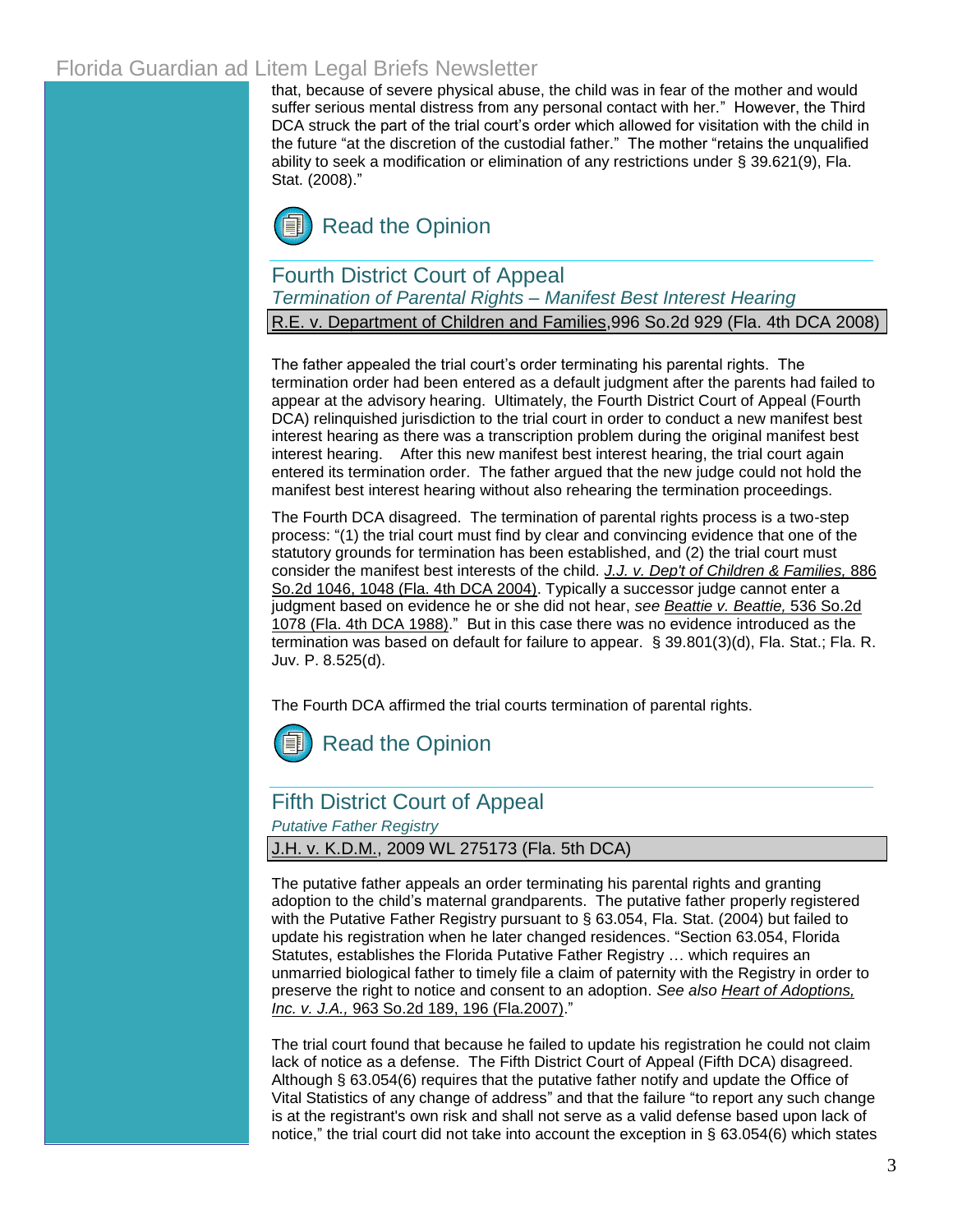that, because of severe physical abuse, the child was in fear of the mother and would suffer serious mental distress from any personal contact with her." However, the Third DCA struck the part of the trial court's order which allowed for visitation with the child in the future "at the discretion of the custodial father." The mother "retains the unqualified ability to seek a modification or elimination of any restrictions under § 39.621(9), Fla. Stat. (2008)."

Read the Opinion

## Fourth District Court of Appeal

*Termination of Parental Rights – Manifest Best Interest Hearing*

R.E. v. Department of Children and Families, 996 So.2d 929 (Fla. 4th DCA 2008)

The father appealed the trial court's order terminating his parental rights. The termination order had been entered as a default judgment after the parents had failed to appear at the advisory hearing. Ultimately, the Fourth District Court of Appeal (Fourth DCA) relinquished jurisdiction to the trial court in order to conduct a new manifest best interest hearing as there was a transcription problem during the original manifest best interest hearing. After this new manifest best interest hearing, the trial court again entered its termination order. The father argued that the new judge could not hold the manifest best interest hearing without also rehearing the termination proceedings.

The Fourth DCA disagreed. The termination of parental rights process is a two-step process: "(1) the trial court must find by clear and convincing evidence that one of the statutory grounds for termination has been established, and (2) the trial court must consider the manifest best interests of the child. *J.J. v. Dep't of Children & Families,* 886 So.2d 1046, 1048 (Fla. 4th DCA 2004). Typically a successor judge cannot enter a judgment based on evidence he or she did not hear, *see Beattie v. Beattie,* 536 So.2d 1078 (Fla. 4th DCA 1988)." But in this case there was no evidence introduced as the termination was based on default for failure to appear. § 39.801(3)(d), Fla. Stat.; Fla. R. Juv. P. 8.525(d).

The Fourth DCA affirmed the trial courts termination of parental rights.

Read the Opinion

## Fifth District Court of Appeal

*Putative Father Registry*

J.H. v. K.D.M., 2009 WL 275173 (Fla. 5th DCA)

The putative father appeals an order terminating his parental rights and granting adoption to the child's maternal grandparents. The putative father properly registered with the Putative Father Registry pursuant to § 63.054, Fla. Stat. (2004) but failed to update his registration when he later changed residences. "Section 63.054, Florida Statutes, establishes the Florida Putative Father Registry … which requires an unmarried biological father to timely file a claim of paternity with the Registry in order to preserve the right to notice and consent to an adoption. *See also Heart of Adoptions, Inc. v. J.A.,* 963 So.2d 189, 196 (Fla.2007)."

The trial court found that because he failed to update his registration he could not claim lack of notice as a defense. The Fifth District Court of Appeal (Fifth DCA) disagreed. Although § 63.054(6) requires that the putative father notify and update the Office of Vital Statistics of any change of address" and that the failure "to report any such change is at the registrant's own risk and shall not serve as a valid defense based upon lack of notice," the trial court did not take into account the exception in § 63.054(6) which states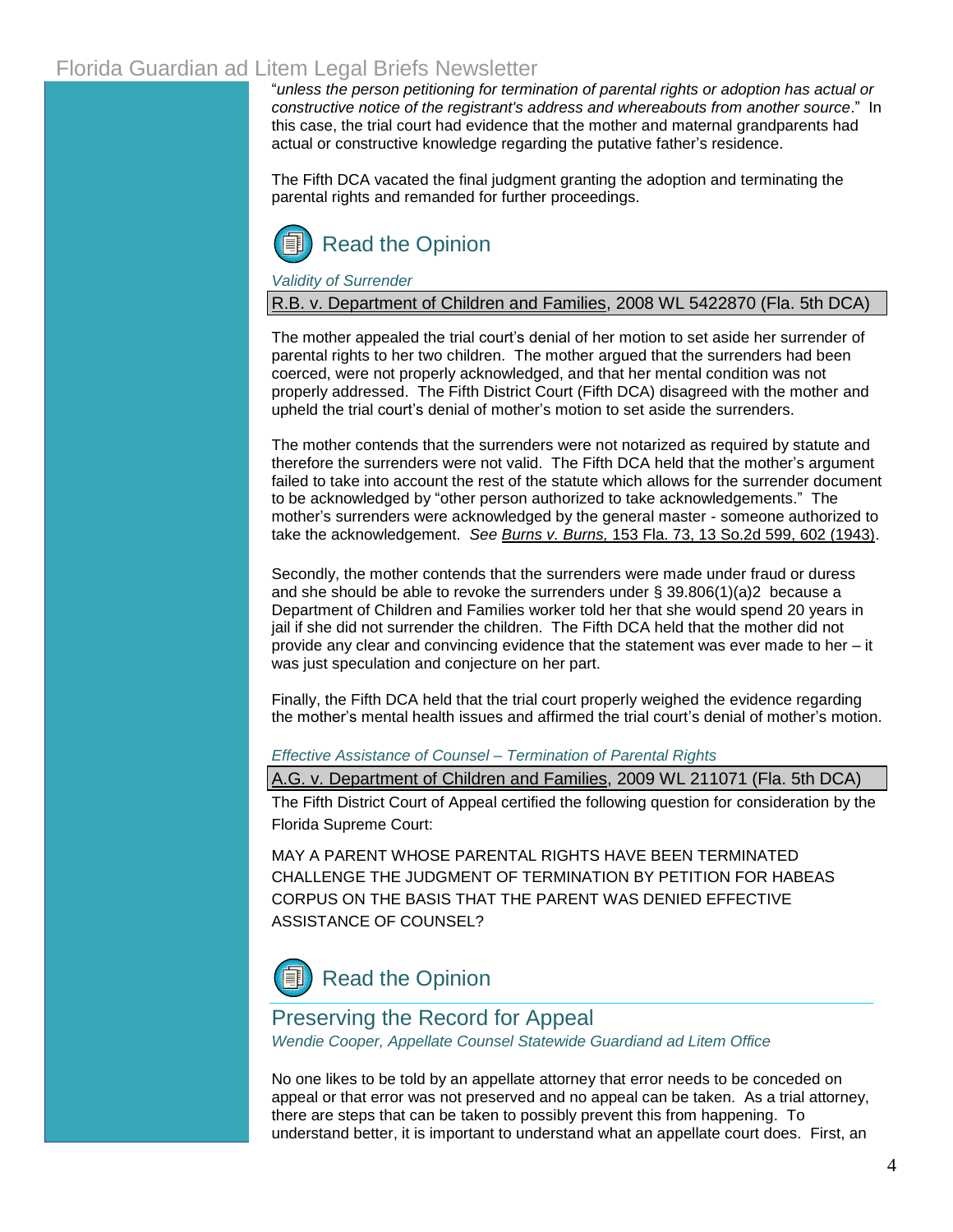"*unless the person petitioning for termination of parental rights or adoption has actual or constructive notice of the registrant's address and whereabouts from another source*." In this case, the trial court had evidence that the mother and maternal grandparents had actual or constructive knowledge regarding the putative father's residence.

The Fifth DCA vacated the final judgment granting the adoption and terminating the parental rights and remanded for further proceedings.

Read the Opinion

*Validity of Surrender*

R.B. v. Department of Children and Families, 2008 WL 5422870 (Fla. 5th DCA)

The mother appealed the trial court's denial of her motion to set aside her surrender of parental rights to her two children. The mother argued that the surrenders had been coerced, were not properly acknowledged, and that her mental condition was not properly addressed. The Fifth District Court (Fifth DCA) disagreed with the mother and upheld the trial court's denial of mother's motion to set aside the surrenders.

The mother contends that the surrenders were not notarized as required by statute and therefore the surrenders were not valid. The Fifth DCA held that the mother's argument failed to take into account the rest of the statute which allows for the surrender document to be acknowledged by "other person authorized to take acknowledgements." The mother's surrenders were acknowledged by the general master - someone authorized to take the acknowledgement. *See* Burns v. Burns, 153 Fla. 73, 13 So.2d 599, 602 (1943).

Secondly, the mother contends that the surrenders were made under fraud or duress and she should be able to revoke the surrenders under § 39.806(1)(a)2 because a Department of Children and Families worker told her that she would spend 20 years in jail if she did not surrender the children. The Fifth DCA held that the mother did not provide any clear and convincing evidence that the statement was ever made to her – it was just speculation and conjecture on her part.

Finally, the Fifth DCA held that the trial court properly weighed the evidence regarding the mother's mental health issues and affirmed the trial court's denial of mother's motion.

*Effective Assistance of Counsel – Termination of Parental Rights*

A.G. v. Department of Children and Families, 2009 WL 211071 (Fla. 5th DCA)

The Fifth District Court of Appeal certified the following question for consideration by the Florida Supreme Court:

MAY A PARENT WHOSE PARENTAL RIGHTS HAVE BEEN TERMINATED CHALLENGE THE JUDGMENT OF TERMINATION BY PETITION FOR HABEAS CORPUS ON THE BASIS THAT THE PARENT WAS DENIED EFFECTIVE ASSISTANCE OF COUNSEL?

Read the Opinion

## Preserving the Record for Appeal

*Wendie Cooper, Appellate Counsel Statewide Guardiand ad Litem Office*

No one likes to be told by an appellate attorney that error needs to be conceded on appeal or that error was not preserved and no appeal can be taken. As a trial attorney, there are steps that can be taken to possibly prevent this from happening. To understand better, it is important to understand what an appellate court does. First, an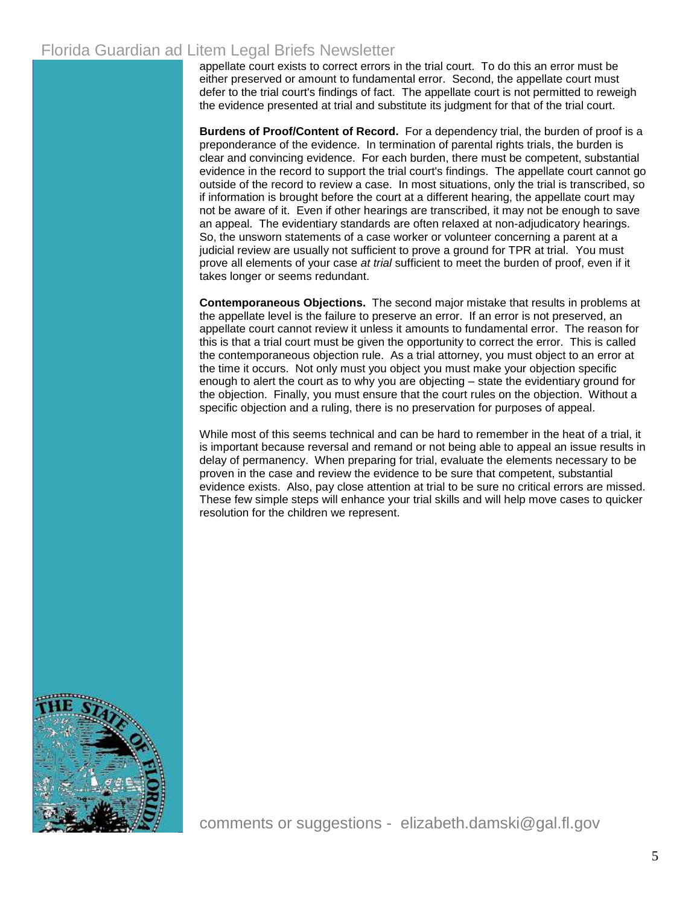appellate court exists to correct errors in the trial court. To do this an error must be either preserved or amount to fundamental error. Second, the appellate court must defer to the trial court's findings of fact. The appellate court is not permitted to reweigh the evidence presented at trial and substitute its judgment for that of the trial court.

**Burdens of Proof/Content of Record.** For a dependency trial, the burden of proof is a preponderance of the evidence. In termination of parental rights trials, the burden is clear and convincing evidence. For each burden, there must be competent, substantial evidence in the record to support the trial court's findings. The appellate court cannot go outside of the record to review a case. In most situations, only the trial is transcribed, so if information is brought before the court at a different hearing, the appellate court may not be aware of it. Even if other hearings are transcribed, it may not be enough to save an appeal. The evidentiary standards are often relaxed at non-adjudicatory hearings. So, the unsworn statements of a case worker or volunteer concerning a parent at a judicial review are usually not sufficient to prove a ground for TPR at trial. You must prove all elements of your case *at trial* sufficient to meet the burden of proof, even if it takes longer or seems redundant.

**Contemporaneous Objections.** The second major mistake that results in problems at the appellate level is the failure to preserve an error. If an error is not preserved, an appellate court cannot review it unless it amounts to fundamental error. The reason for this is that a trial court must be given the opportunity to correct the error. This is called the contemporaneous objection rule. As a trial attorney, you must object to an error at the time it occurs. Not only must you object you must make your objection specific enough to alert the court as to why you are objecting – state the evidentiary ground for the objection. Finally, you must ensure that the court rules on the objection. Without a specific objection and a ruling, there is no preservation for purposes of appeal.

While most of this seems technical and can be hard to remember in the heat of a trial, it is important because reversal and remand or not being able to appeal an issue results in delay of permanency. When preparing for trial, evaluate the elements necessary to be proven in the case and review the evidence to be sure that competent, substantial evidence exists. Also, pay close attention at trial to be sure no critical errors are missed. These few simple steps will enhance your trial skills and will help move cases to quicker resolution for the children we represent.